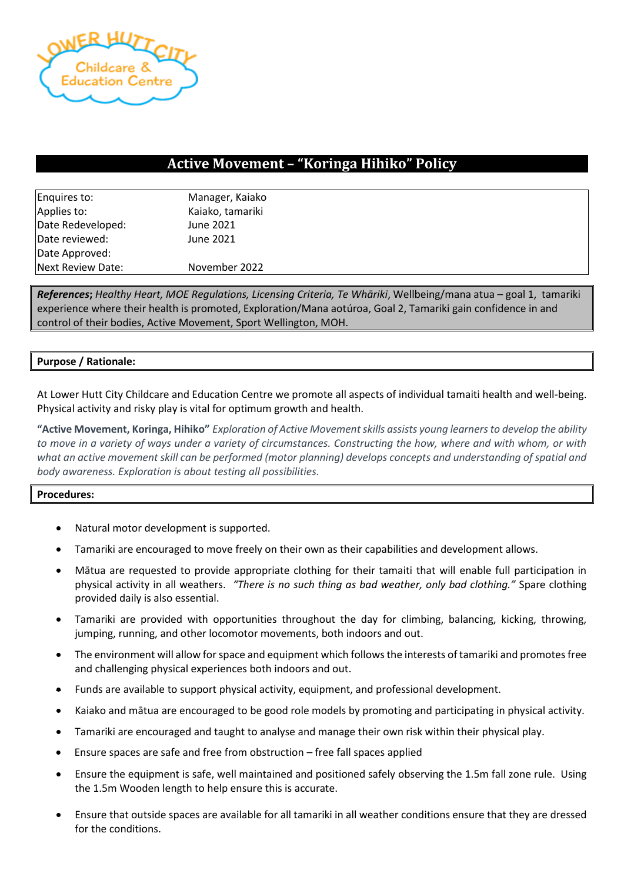# Active Movement – "Koringa Hihiko" Policy

| | |
|---|---|
| Enquires to: | Manager, Kaiako |
| Applies to: | Kaiako, tamariki |
| Date Redeveloped: | June 2021 |
| Date reviewed: | June 2021 |
| Date Approved: | |
| Next Review Date: | November 2022 |

***References*; *Healthy Heart, MOE Regulations, Licensing Criteria, Te Whāriki*, Wellbeing/mana atua – goal 1, tamariki experience where their health is promoted, Exploration/Mana aotúroa, Goal 2, Tamariki gain confidence in and control of their bodies, Active Movement, Sport Wellington, MOH.

**Purpose / Rationale:**

At Lower Hutt City Childcare and Education Centre we promote all aspects of individual tamaiti health and well-being. Physical activity and risky play is vital for optimum growth and health.

**"Active Movement, Koringa, Hihiko"** *Exploration of Active Movement skills assists young learners to develop the ability to move in a variety of ways under a variety of circumstances. Constructing the how, where and with whom, or with what an active movement skill can be performed (motor planning) develops concepts and understanding of spatial and body awareness. Exploration is about testing all possibilities.*

**Procedures:**

- Natural motor development is supported.
- Tamariki are encouraged to move freely on their own as their capabilities and development allows.
- Mātua are requested to provide appropriate clothing for their tamaiti that will enable full participation in physical activity in all weathers. *"There is no such thing as bad weather, only bad clothing."* Spare clothing provided daily is also essential.
- Tamariki are provided with opportunities throughout the day for climbing, balancing, kicking, throwing, jumping, running, and other locomotor movements, both indoors and out.
- The environment will allow for space and equipment which follows the interests of tamariki and promotes free and challenging physical experiences both indoors and out.
- Funds are available to support physical activity, equipment, and professional development.
- Kaiako and mātua are encouraged to be good role models by promoting and participating in physical activity.
- Tamariki are encouraged and taught to analyse and manage their own risk within their physical play.
- Ensure spaces are safe and free from obstruction – free fall spaces applied
- Ensure the equipment is safe, well maintained and positioned safely observing the 1.5m fall zone rule. Using the 1.5m Wooden length to help ensure this is accurate.
- Ensure that outside spaces are available for all tamariki in all weather conditions ensure that they are dressed for the conditions.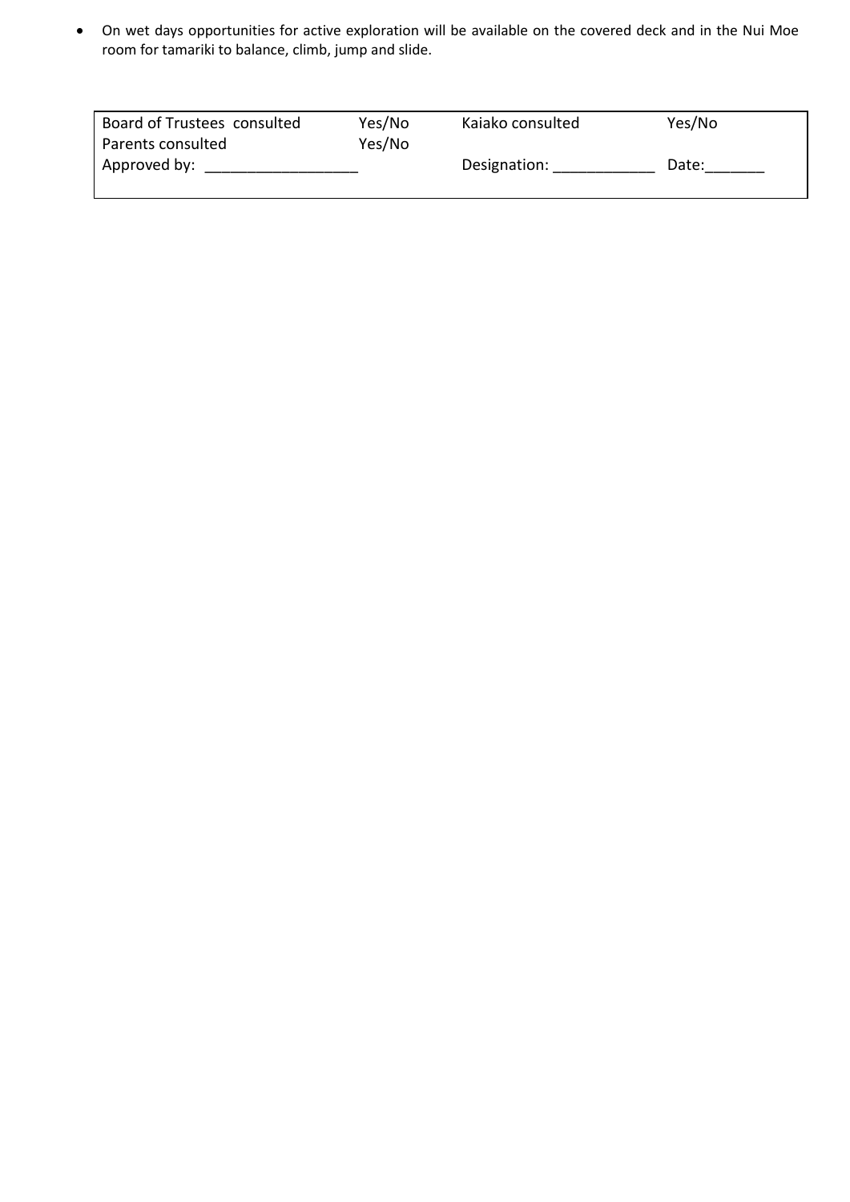- On wet days opportunities for active exploration will be available on the covered deck and in the Nui Moe room for tamariki to balance, climb, jump and slide.

| | | | |
|---|---|---|---|
| Board of Trustees consulted | Yes/No | Kaiako consulted | Yes/No |
| Parents consulted | Yes/No | | |
| Approved by: __________________ | | Designation: ____________ | Date:_______ |